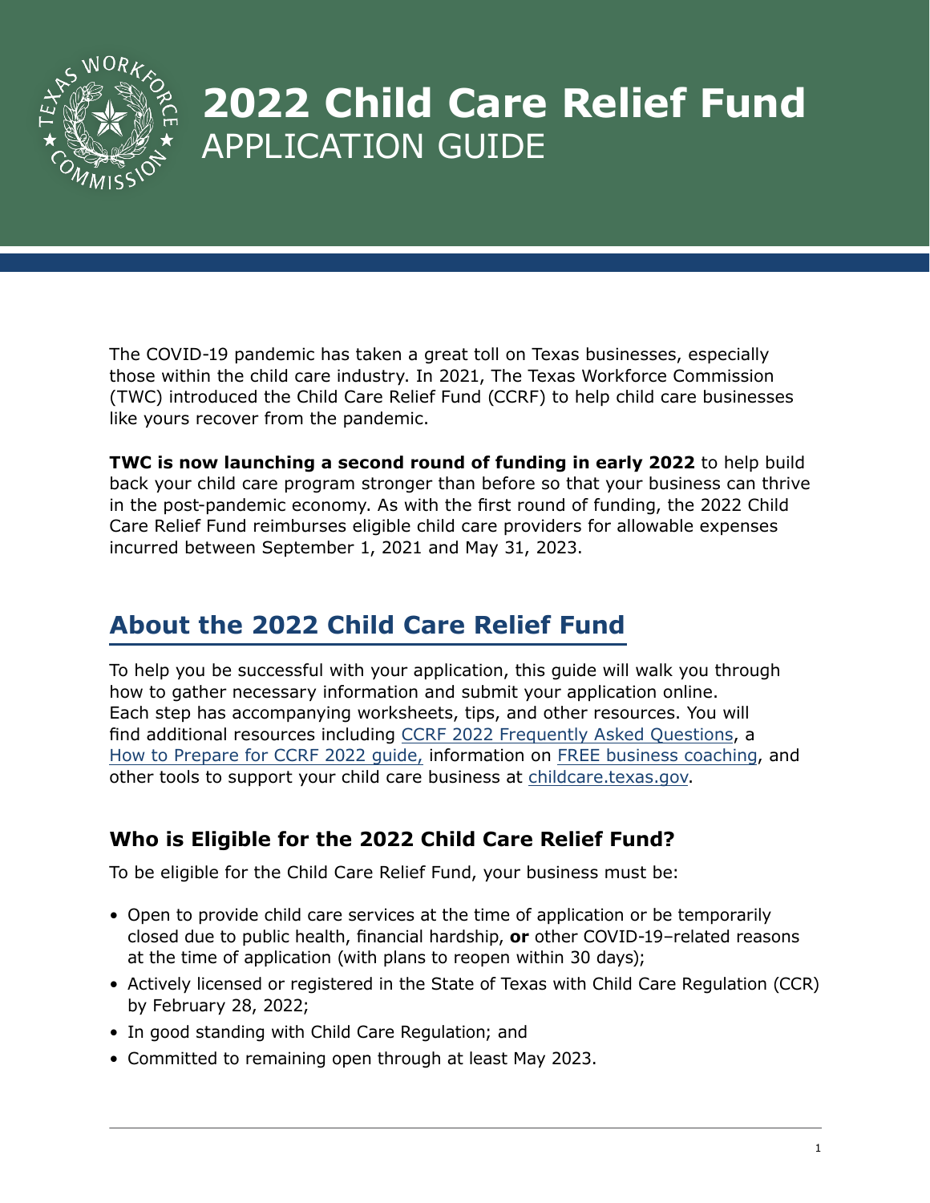# 2022 Child Care Relief Fund

APPLICATION GUIDE

The COVID-19 pandemic has taken a great toll on Texas businesses, especially those within the child care industry. In 2021, The Texas Workforce Commission (TWC) introduced the Child Care Relief Fund (CCRF) to help child care businesses like yours recover from the pandemic.

**TWC is now launching a second round of funding in early 2022** to help build back your child care program stronger than before so that your business can thrive in the post-pandemic economy. As with the first round of funding, the 2022 Child Care Relief Fund reimburses eligible child care providers for allowable expenses incurred between September 1, 2021 and May 31, 2023.

## About the 2022 Child Care Relief Fund

To help you be successful with your application, this guide will walk you through how to gather necessary information and submit your application online. Each step has accompanying worksheets, tips, and other resources. You will find additional resources including CCRF 2022 Frequently Asked Questions, a How to Prepare for CCRF 2022 guide, information on FREE business coaching, and other tools to support your child care business at childcare.texas.gov.

### Who is Eligible for the 2022 Child Care Relief Fund?

To be eligible for the Child Care Relief Fund, your business must be:

- Open to provide child care services at the time of application or be temporarily closed due to public health, financial hardship, **or** other COVID-19–related reasons at the time of application (with plans to reopen within 30 days);
- Actively licensed or registered in the State of Texas with Child Care Regulation (CCR) by February 28, 2022;
- In good standing with Child Care Regulation; and
- Committed to remaining open through at least May 2023.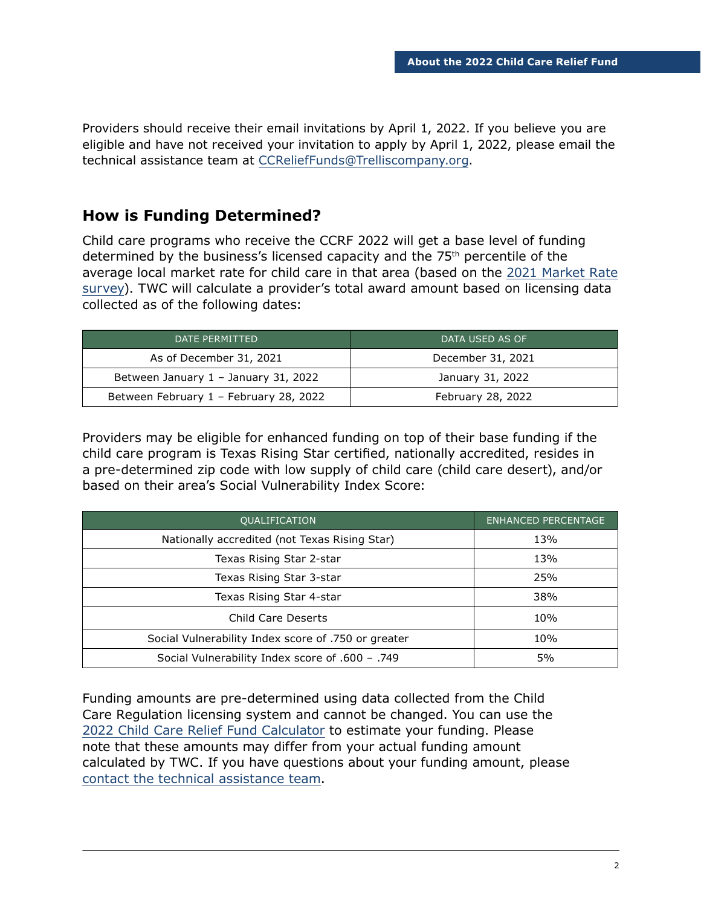Providers should receive their email invitations by April 1, 2022. If you believe you are eligible and have not received your invitation to apply by April 1, 2022, please email the technical assistance team at CCReliefFunds@Trelliscompany.org.

## How is Funding Determined?

Child care programs who receive the CCRF 2022 will get a base level of funding determined by the business's licensed capacity and the 75th percentile of the average local market rate for child care in that area (based on the 2021 Market Rate survey). TWC will calculate a provider's total award amount based on licensing data collected as of the following dates:

| DATE PERMITTED | DATA USED AS OF |
|---|---|
| As of December 31, 2021 | December 31, 2021 |
| Between January 1 – January 31, 2022 | January 31, 2022 |
| Between February 1 – February 28, 2022 | February 28, 2022 |

Providers may be eligible for enhanced funding on top of their base funding if the child care program is Texas Rising Star certified, nationally accredited, resides in a pre-determined zip code with low supply of child care (child care desert), and/or based on their area's Social Vulnerability Index Score:

| QUALIFICATION | ENHANCED PERCENTAGE |
|---|---|
| Nationally accredited (not Texas Rising Star) | 13% |
| Texas Rising Star 2-star | 13% |
| Texas Rising Star 3-star | 25% |
| Texas Rising Star 4-star | 38% |
| Child Care Deserts | 10% |
| Social Vulnerability Index score of .750 or greater | 10% |
| Social Vulnerability Index score of .600 – .749 | 5% |

Funding amounts are pre-determined using data collected from the Child Care Regulation licensing system and cannot be changed. You can use the 2022 Child Care Relief Fund Calculator to estimate your funding. Please note that these amounts may differ from your actual funding amount calculated by TWC. If you have questions about your funding amount, please contact the technical assistance team.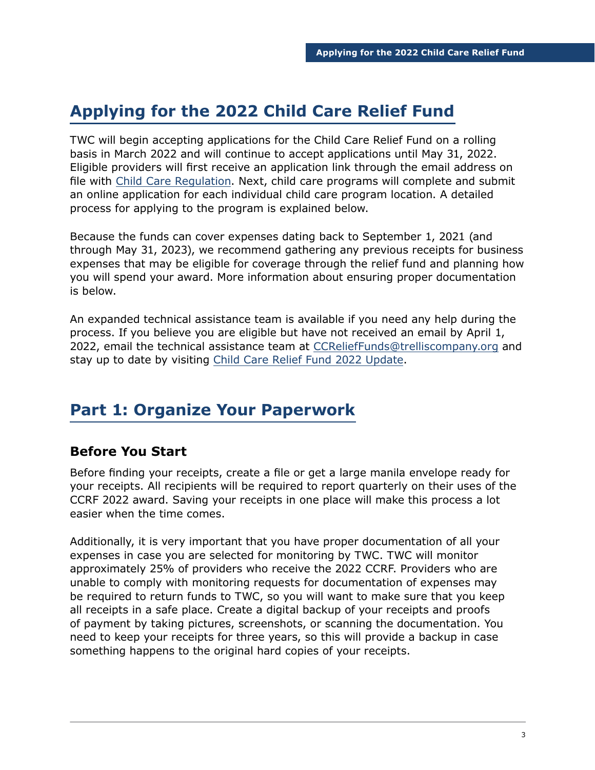# Applying for the 2022 Child Care Relief Fund

TWC will begin accepting applications for the Child Care Relief Fund on a rolling basis in March 2022 and will continue to accept applications until May 31, 2022. Eligible providers will first receive an application link through the email address on file with [Child Care Regulation](). Next, child care programs will complete and submit an online application for each individual child care program location. A detailed process for applying to the program is explained below.

Because the funds can cover expenses dating back to September 1, 2021 (and through May 31, 2023), we recommend gathering any previous receipts for business expenses that may be eligible for coverage through the relief fund and planning how you will spend your award. More information about ensuring proper documentation is below.

An expanded technical assistance team is available if you need any help during the process. If you believe you are eligible but have not received an email by April 1, 2022, email the technical assistance team at CCReliefFunds@trelliscompany.org and stay up to date by visiting Child Care Relief Fund 2022 Update.

## Part 1: Organize Your Paperwork

### Before You Start

Before finding your receipts, create a file or get a large manila envelope ready for your receipts. All recipients will be required to report quarterly on their uses of the CCRF 2022 award. Saving your receipts in one place will make this process a lot easier when the time comes.

Additionally, it is very important that you have proper documentation of all your expenses in case you are selected for monitoring by TWC. TWC will monitor approximately 25% of providers who receive the 2022 CCRF. Providers who are unable to comply with monitoring requests for documentation of expenses may be required to return funds to TWC, so you will want to make sure that you keep all receipts in a safe place. Create a digital backup of your receipts and proofs of payment by taking pictures, screenshots, or scanning the documentation. You need to keep your receipts for three years, so this will provide a backup in case something happens to the original hard copies of your receipts.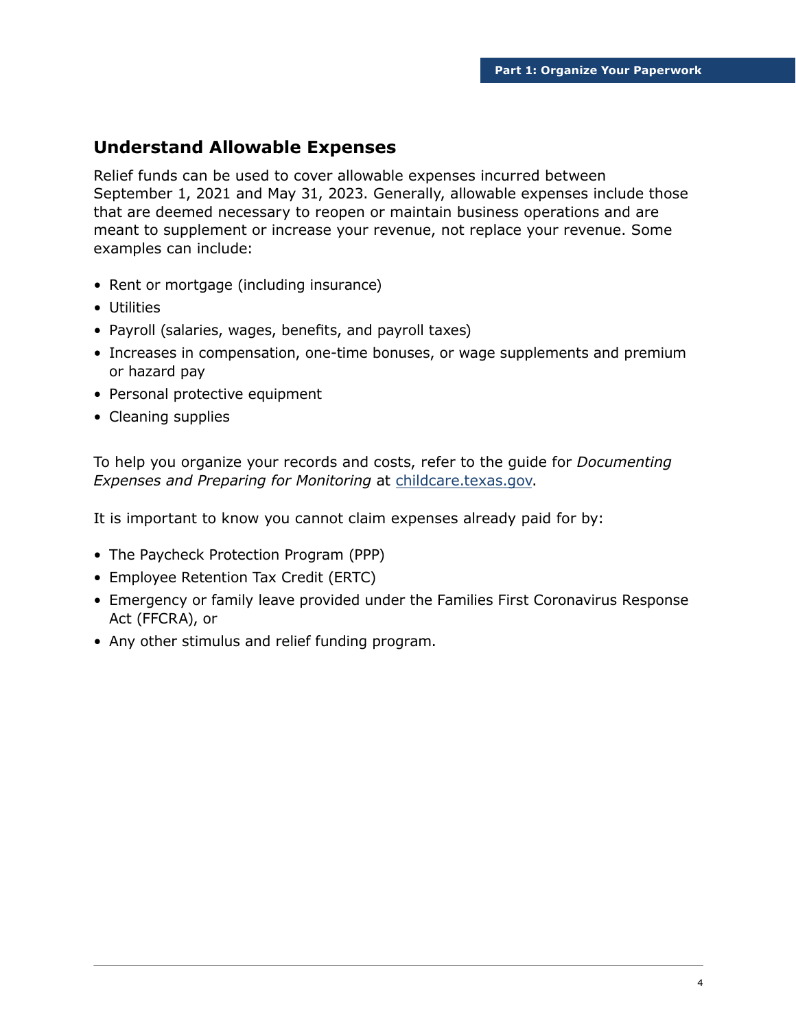## Understand Allowable Expenses

Relief funds can be used to cover allowable expenses incurred between September 1, 2021 and May 31, 2023. Generally, allowable expenses include those that are deemed necessary to reopen or maintain business operations and are meant to supplement or increase your revenue, not replace your revenue. Some examples can include:

- Rent or mortgage (including insurance)
- Utilities
- Payroll (salaries, wages, benefits, and payroll taxes)
- Increases in compensation, one-time bonuses, or wage supplements and premium or hazard pay
- Personal protective equipment
- Cleaning supplies

To help you organize your records and costs, refer to the guide for *Documenting Expenses and Preparing for Monitoring* at [childcare.texas.gov](childcare.texas.gov).

It is important to know you cannot claim expenses already paid for by:

- The Paycheck Protection Program (PPP)
- Employee Retention Tax Credit (ERTC)
- Emergency or family leave provided under the Families First Coronavirus Response Act (FFCRA), or
- Any other stimulus and relief funding program.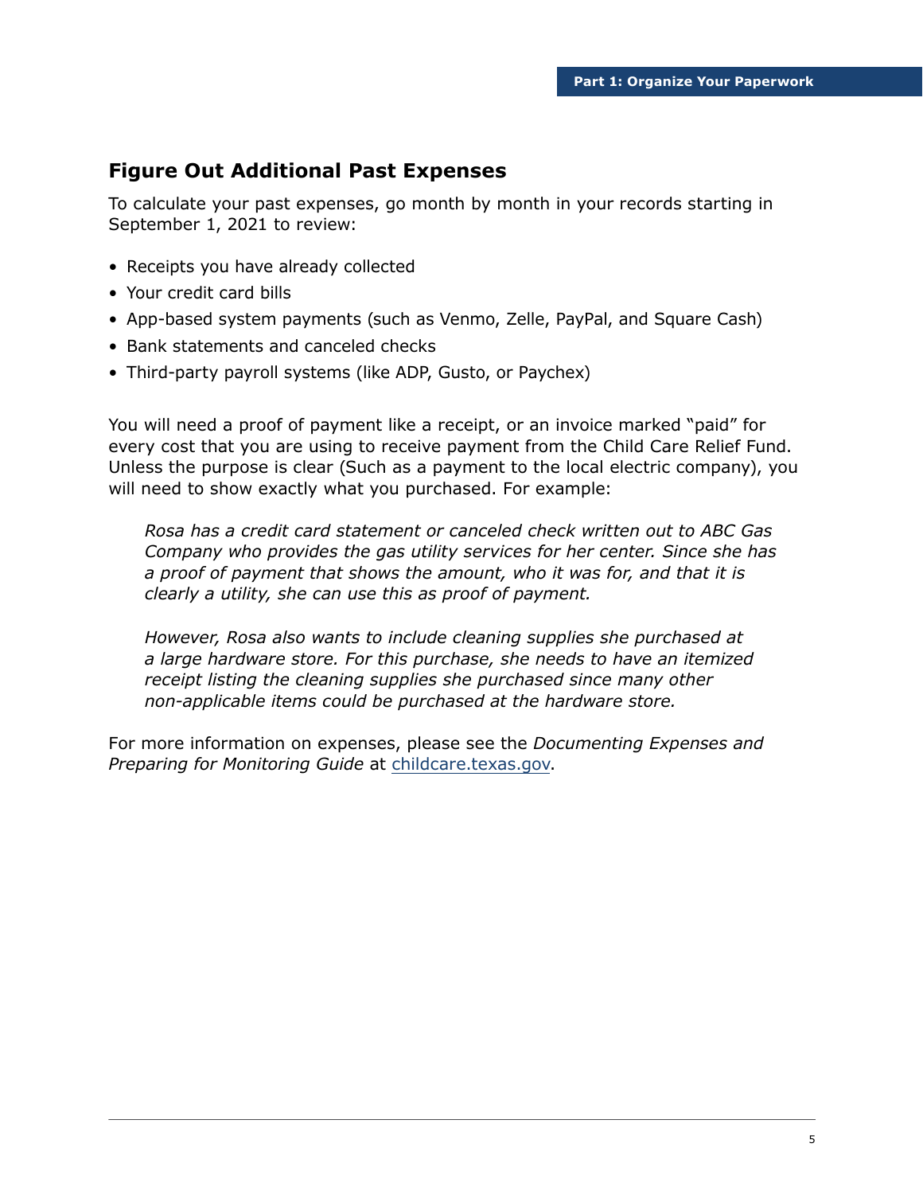## Figure Out Additional Past Expenses

To calculate your past expenses, go month by month in your records starting in September 1, 2021 to review:

- Receipts you have already collected
- Your credit card bills
- App-based system payments (such as Venmo, Zelle, PayPal, and Square Cash)
- Bank statements and canceled checks
- Third-party payroll systems (like ADP, Gusto, or Paychex)

You will need a proof of payment like a receipt, or an invoice marked "paid" for every cost that you are using to receive payment from the Child Care Relief Fund. Unless the purpose is clear (Such as a payment to the local electric company), you will need to show exactly what you purchased. For example:

> *Rosa has a credit card statement or canceled check written out to ABC Gas Company who provides the gas utility services for her center. Since she has a proof of payment that shows the amount, who it was for, and that it is clearly a utility, she can use this as proof of payment.*
>
> *However, Rosa also wants to include cleaning supplies she purchased at a large hardware store. For this purchase, she needs to have an itemized receipt listing the cleaning supplies she purchased since many other non-applicable items could be purchased at the hardware store.*

For more information on expenses, please see the *Documenting Expenses and Preparing for Monitoring Guide* at childcare.texas.gov.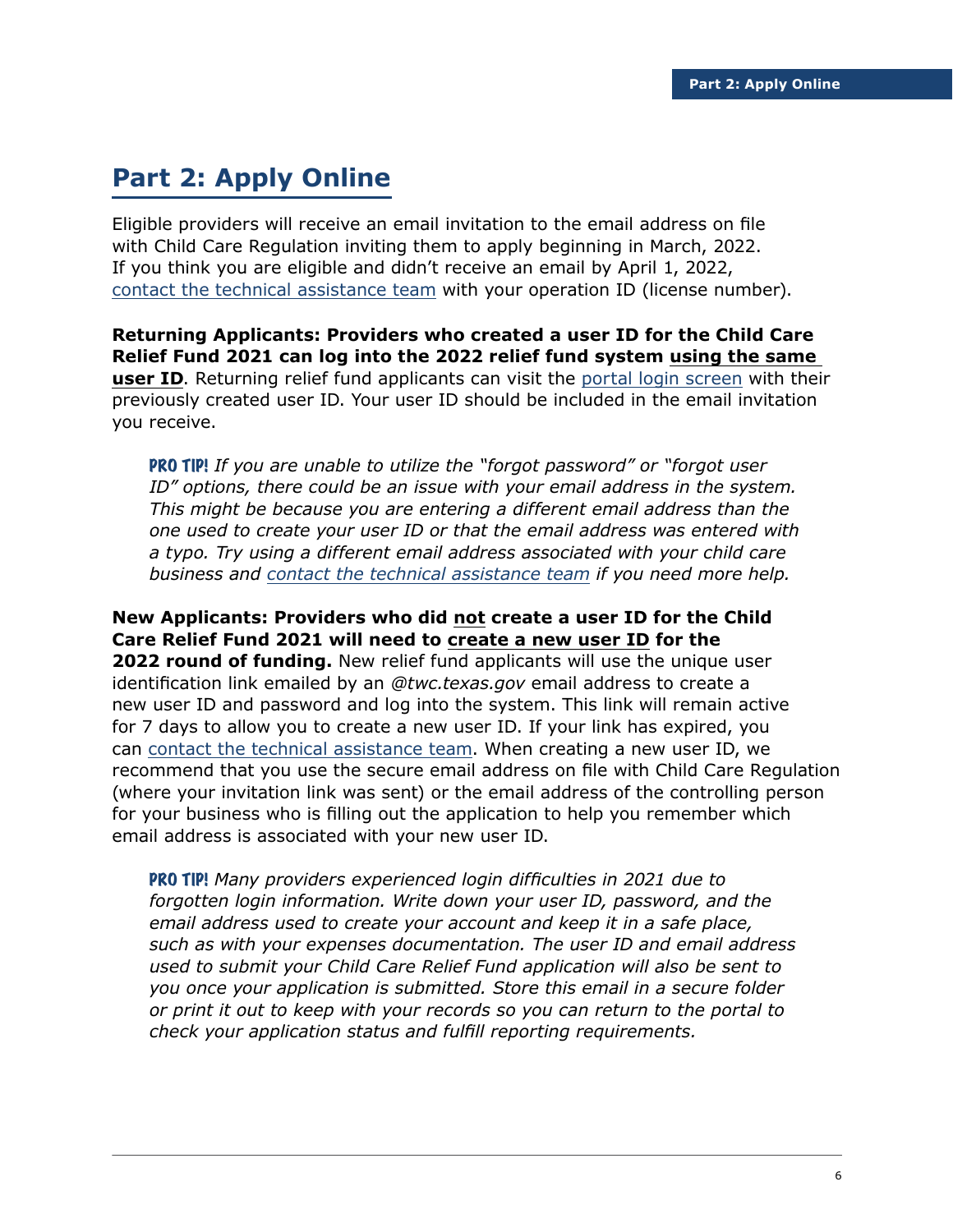## Part 2: Apply Online

Eligible providers will receive an email invitation to the email address on file with Child Care Regulation inviting them to apply beginning in March, 2022. If you think you are eligible and didn't receive an email by April 1, 2022, contact the technical assistance team with your operation ID (license number).

**Returning Applicants: Providers who created a user ID for the Child Care Relief Fund 2021 can log into the 2022 relief fund system using the same user ID**. Returning relief fund applicants can visit the portal login screen with their previously created user ID. Your user ID should be included in the email invitation you receive.

> **PRO TIP!** *If you are unable to utilize the "forgot password" or "forgot user ID" options, there could be an issue with your email address in the system. This might be because you are entering a different email address than the one used to create your user ID or that the email address was entered with a typo. Try using a different email address associated with your child care business and contact the technical assistance team if you need more help.*

**New Applicants: Providers who did not create a user ID for the Child Care Relief Fund 2021 will need to create a new user ID for the 2022 round of funding.** New relief fund applicants will use the unique user identification link emailed by an *@twc.texas.gov* email address to create a new user ID and password and log into the system. This link will remain active for 7 days to allow you to create a new user ID. If your link has expired, you can contact the technical assistance team. When creating a new user ID, we recommend that you use the secure email address on file with Child Care Regulation (where your invitation link was sent) or the email address of the controlling person for your business who is filling out the application to help you remember which email address is associated with your new user ID.

> **PRO TIP!** *Many providers experienced login difficulties in 2021 due to forgotten login information. Write down your user ID, password, and the email address used to create your account and keep it in a safe place, such as with your expenses documentation. The user ID and email address used to submit your Child Care Relief Fund application will also be sent to you once your application is submitted. Store this email in a secure folder or print it out to keep with your records so you can return to the portal to check your application status and fulfill reporting requirements.*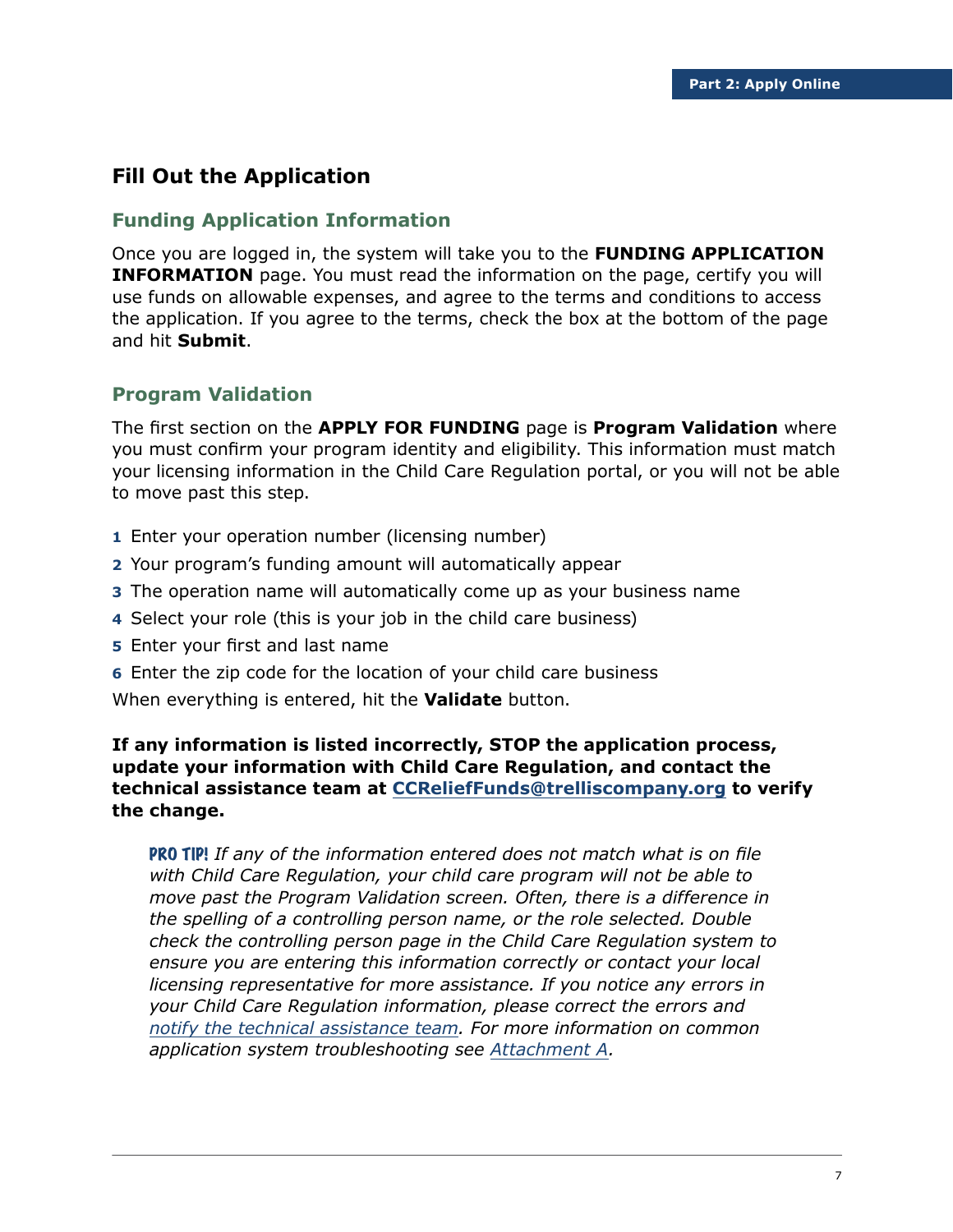## Fill Out the Application

### Funding Application Information

Once you are logged in, the system will take you to the **FUNDING APPLICATION INFORMATION** page. You must read the information on the page, certify you will use funds on allowable expenses, and agree to the terms and conditions to access the application. If you agree to the terms, check the box at the bottom of the page and hit **Submit**.

### Program Validation

The first section on the **APPLY FOR FUNDING** page is **Program Validation** where you must confirm your program identity and eligibility. This information must match your licensing information in the Child Care Regulation portal, or you will not be able to move past this step.

1. Enter your operation number (licensing number)
2. Your program's funding amount will automatically appear
3. The operation name will automatically come up as your business name
4. Select your role (this is your job in the child care business)
5. Enter your first and last name
6. Enter the zip code for the location of your child care business

When everything is entered, hit the **Validate** button.

**If any information is listed incorrectly, STOP the application process, update your information with Child Care Regulation, and contact the technical assistance team at [CCReliefFunds@trelliscompany.org](mailto:CCReliefFunds@trelliscompany.org) to verify the change.**

> **PRO TIP!** *If any of the information entered does not match what is on file with Child Care Regulation, your child care program will not be able to move past the Program Validation screen. Often, there is a difference in the spelling of a controlling person name, or the role selected. Double check the controlling person page in the Child Care Regulation system to ensure you are entering this information correctly or contact your local licensing representative for more assistance. If you notice any errors in your Child Care Regulation information, please correct the errors and [notify the technical assistance team](). For more information on common application system troubleshooting see [Attachment A]().*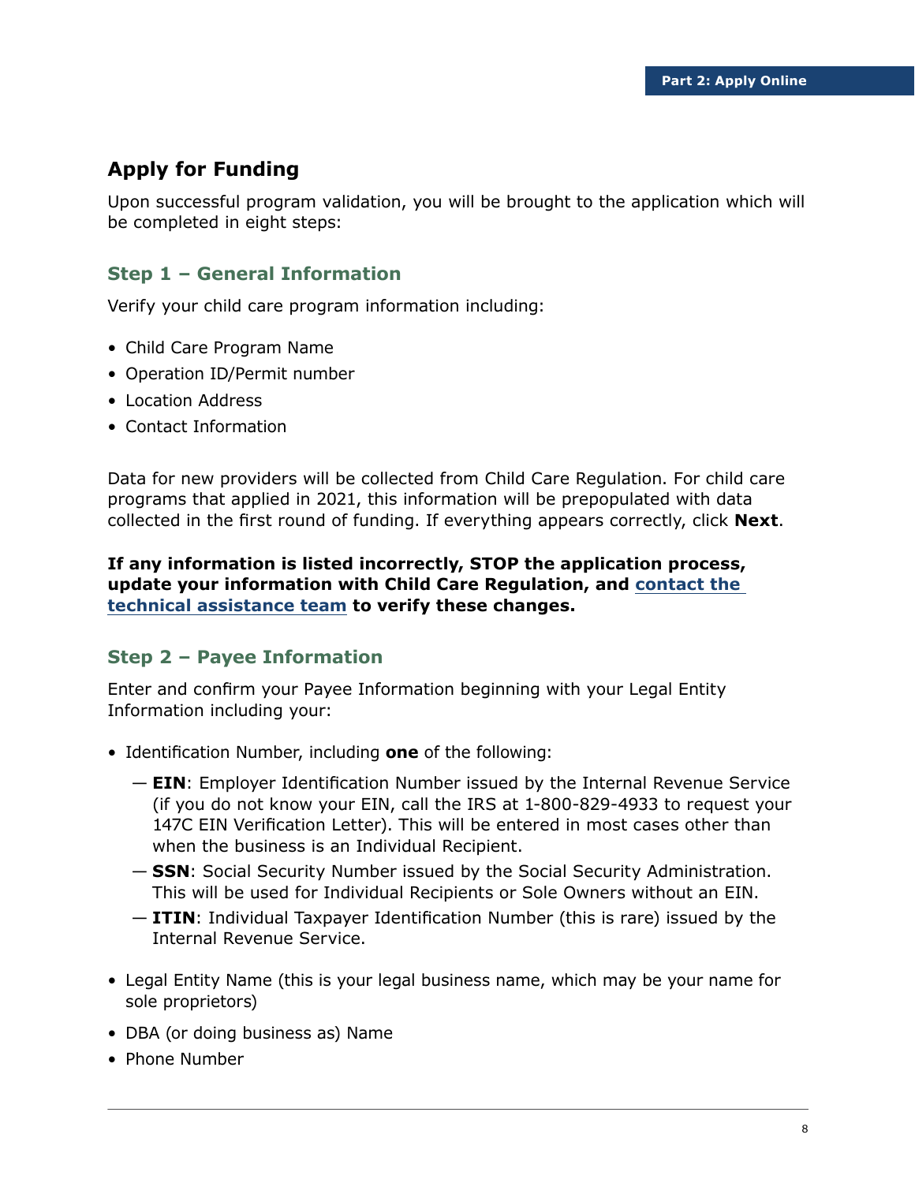## Apply for Funding

Upon successful program validation, you will be brought to the application which will be completed in eight steps:

### Step 1 – General Information

Verify your child care program information including:

- Child Care Program Name
- Operation ID/Permit number
- Location Address
- Contact Information

Data for new providers will be collected from Child Care Regulation. For child care programs that applied in 2021, this information will be prepopulated with data collected in the first round of funding. If everything appears correctly, click **Next**.

**If any information is listed incorrectly, STOP the application process, update your information with Child Care Regulation, and contact the technical assistance team to verify these changes.**

### Step 2 – Payee Information

Enter and confirm your Payee Information beginning with your Legal Entity Information including your:

- Identification Number, including **one** of the following:
  - **EIN**: Employer Identification Number issued by the Internal Revenue Service (if you do not know your EIN, call the IRS at 1-800-829-4933 to request your 147C EIN Verification Letter). This will be entered in most cases other than when the business is an Individual Recipient.
  - **SSN**: Social Security Number issued by the Social Security Administration. This will be used for Individual Recipients or Sole Owners without an EIN.
  - **ITIN**: Individual Taxpayer Identification Number (this is rare) issued by the Internal Revenue Service.
- Legal Entity Name (this is your legal business name, which may be your name for sole proprietors)
- DBA (or doing business as) Name
- Phone Number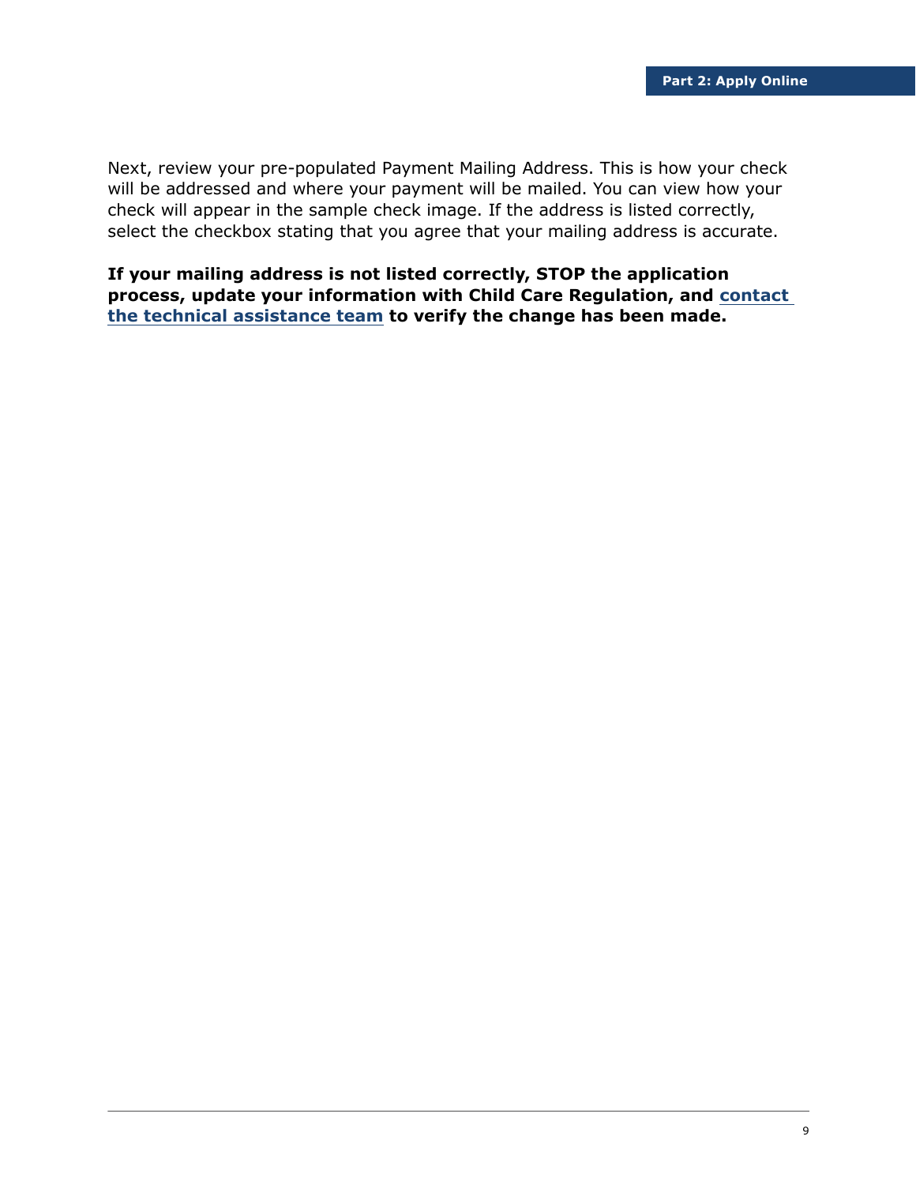Next, review your pre-populated Payment Mailing Address. This is how your check will be addressed and where your payment will be mailed. You can view how your check will appear in the sample check image. If the address is listed correctly, select the checkbox stating that you agree that your mailing address is accurate.

**If your mailing address is not listed correctly, STOP the application process, update your information with Child Care Regulation, and contact the technical assistance team to verify the change has been made.**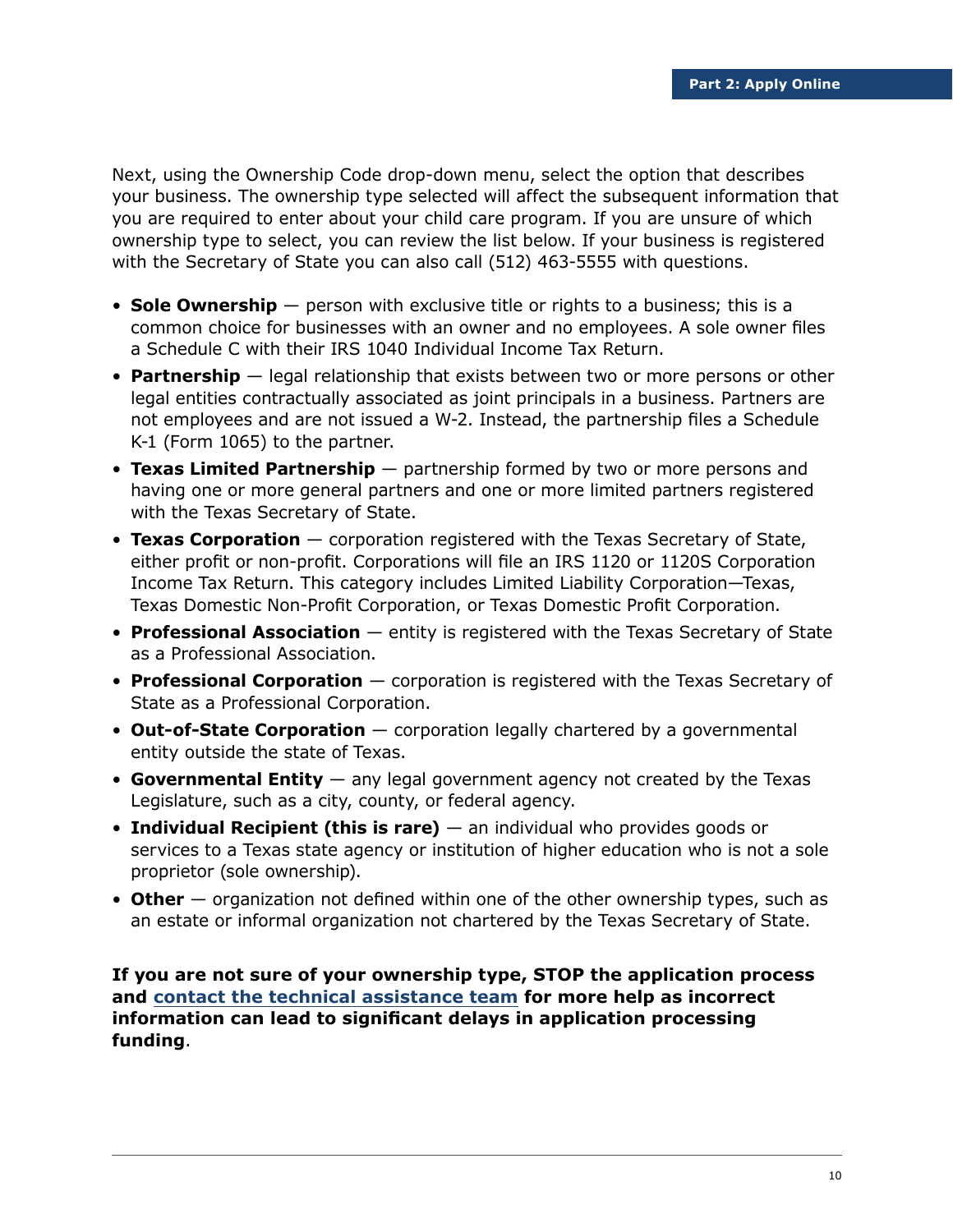Next, using the Ownership Code drop-down menu, select the option that describes your business. The ownership type selected will affect the subsequent information that you are required to enter about your child care program. If you are unsure of which ownership type to select, you can review the list below. If your business is registered with the Secretary of State you can also call (512) 463-5555 with questions.

- **Sole Ownership** — person with exclusive title or rights to a business; this is a common choice for businesses with an owner and no employees. A sole owner files a Schedule C with their IRS 1040 Individual Income Tax Return.
- **Partnership** — legal relationship that exists between two or more persons or other legal entities contractually associated as joint principals in a business. Partners are not employees and are not issued a W-2. Instead, the partnership files a Schedule K-1 (Form 1065) to the partner.
- **Texas Limited Partnership** — partnership formed by two or more persons and having one or more general partners and one or more limited partners registered with the Texas Secretary of State.
- **Texas Corporation** — corporation registered with the Texas Secretary of State, either profit or non-profit. Corporations will file an IRS 1120 or 1120S Corporation Income Tax Return. This category includes Limited Liability Corporation—Texas, Texas Domestic Non-Profit Corporation, or Texas Domestic Profit Corporation.
- **Professional Association** — entity is registered with the Texas Secretary of State as a Professional Association.
- **Professional Corporation** — corporation is registered with the Texas Secretary of State as a Professional Corporation.
- **Out-of-State Corporation** — corporation legally chartered by a governmental entity outside the state of Texas.
- **Governmental Entity** — any legal government agency not created by the Texas Legislature, such as a city, county, or federal agency.
- **Individual Recipient (this is rare)** — an individual who provides goods or services to a Texas state agency or institution of higher education who is not a sole proprietor (sole ownership).
- **Other** — organization not defined within one of the other ownership types, such as an estate or informal organization not chartered by the Texas Secretary of State.

**If you are not sure of your ownership type, STOP the application process and contact the technical assistance team for more help as incorrect information can lead to significant delays in application processing funding**.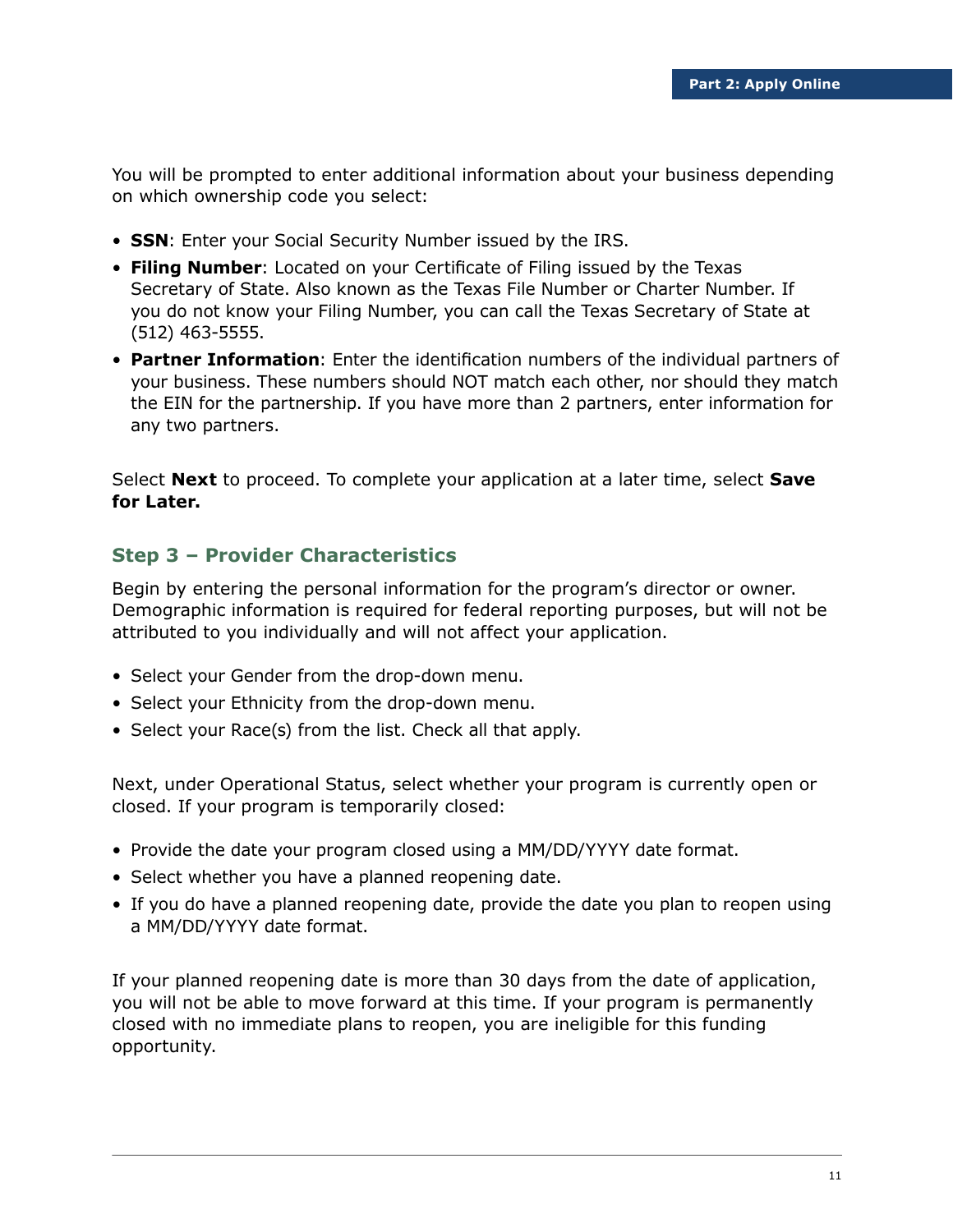You will be prompted to enter additional information about your business depending on which ownership code you select:

- **SSN**: Enter your Social Security Number issued by the IRS.
- **Filing Number**: Located on your Certificate of Filing issued by the Texas Secretary of State. Also known as the Texas File Number or Charter Number. If you do not know your Filing Number, you can call the Texas Secretary of State at (512) 463-5555.
- **Partner Information**: Enter the identification numbers of the individual partners of your business. These numbers should NOT match each other, nor should they match the EIN for the partnership. If you have more than 2 partners, enter information for any two partners.

Select **Next** to proceed. To complete your application at a later time, select **Save for Later.**

### Step 3 – Provider Characteristics

Begin by entering the personal information for the program's director or owner. Demographic information is required for federal reporting purposes, but will not be attributed to you individually and will not affect your application.

- Select your Gender from the drop-down menu.
- Select your Ethnicity from the drop-down menu.
- Select your Race(s) from the list. Check all that apply.

Next, under Operational Status, select whether your program is currently open or closed. If your program is temporarily closed:

- Provide the date your program closed using a MM/DD/YYYY date format.
- Select whether you have a planned reopening date.
- If you do have a planned reopening date, provide the date you plan to reopen using a MM/DD/YYYY date format.

If your planned reopening date is more than 30 days from the date of application, you will not be able to move forward at this time. If your program is permanently closed with no immediate plans to reopen, you are ineligible for this funding opportunity.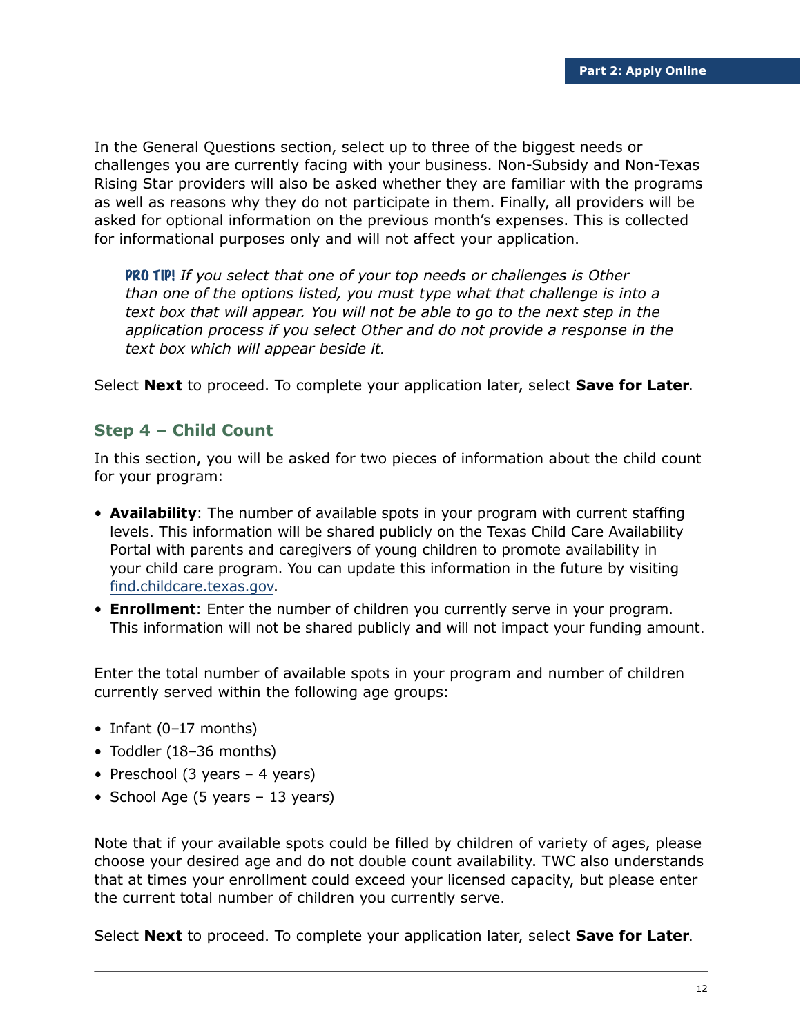In the General Questions section, select up to three of the biggest needs or challenges you are currently facing with your business. Non-Subsidy and Non-Texas Rising Star providers will also be asked whether they are familiar with the programs as well as reasons why they do not participate in them. Finally, all providers will be asked for optional information on the previous month's expenses. This is collected for informational purposes only and will not affect your application.

> **PRO TIP!** *If you select that one of your top needs or challenges is Other than one of the options listed, you must type what that challenge is into a text box that will appear. You will not be able to go to the next step in the application process if you select Other and do not provide a response in the text box which will appear beside it.*

Select **Next** to proceed. To complete your application later, select **Save for Later**.

### Step 4 – Child Count

In this section, you will be asked for two pieces of information about the child count for your program:

- **Availability**: The number of available spots in your program with current staffing levels. This information will be shared publicly on the Texas Child Care Availability Portal with parents and caregivers of young children to promote availability in your child care program. You can update this information in the future by visiting find.childcare.texas.gov.
- **Enrollment**: Enter the number of children you currently serve in your program. This information will not be shared publicly and will not impact your funding amount.

Enter the total number of available spots in your program and number of children currently served within the following age groups:

- Infant (0–17 months)
- Toddler (18–36 months)
- Preschool (3 years – 4 years)
- School Age (5 years – 13 years)

Note that if your available spots could be filled by children of variety of ages, please choose your desired age and do not double count availability. TWC also understands that at times your enrollment could exceed your licensed capacity, but please enter the current total number of children you currently serve.

Select **Next** to proceed. To complete your application later, select **Save for Later**.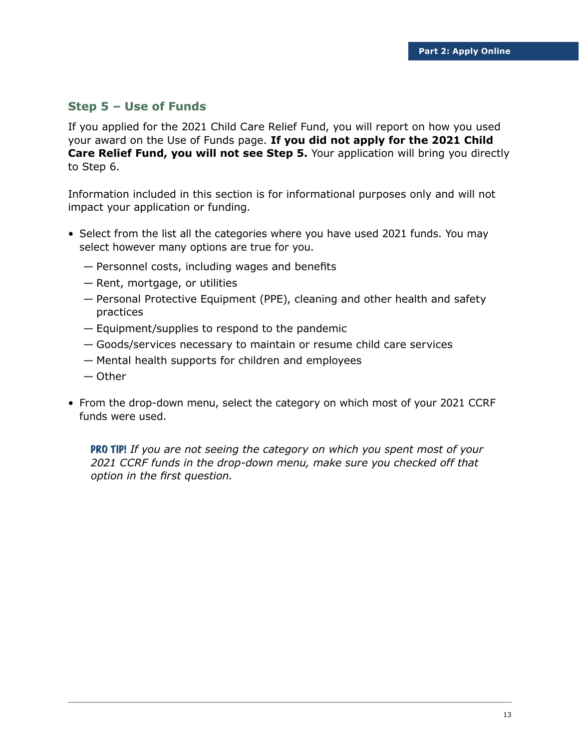### Step 5 – Use of Funds

If you applied for the 2021 Child Care Relief Fund, you will report on how you used your award on the Use of Funds page. **If you did not apply for the 2021 Child Care Relief Fund, you will not see Step 5.** Your application will bring you directly to Step 6.

Information included in this section is for informational purposes only and will not impact your application or funding.

- Select from the list all the categories where you have used 2021 funds. You may select however many options are true for you.
  - Personnel costs, including wages and benefits
  - Rent, mortgage, or utilities
  - Personal Protective Equipment (PPE), cleaning and other health and safety practices
  - Equipment/supplies to respond to the pandemic
  - Goods/services necessary to maintain or resume child care services
  - Mental health supports for children and employees
  - Other
- From the drop-down menu, select the category on which most of your 2021 CCRF funds were used.

> **PRO TIP!** *If you are not seeing the category on which you spent most of your 2021 CCRF funds in the drop-down menu, make sure you checked off that option in the first question.*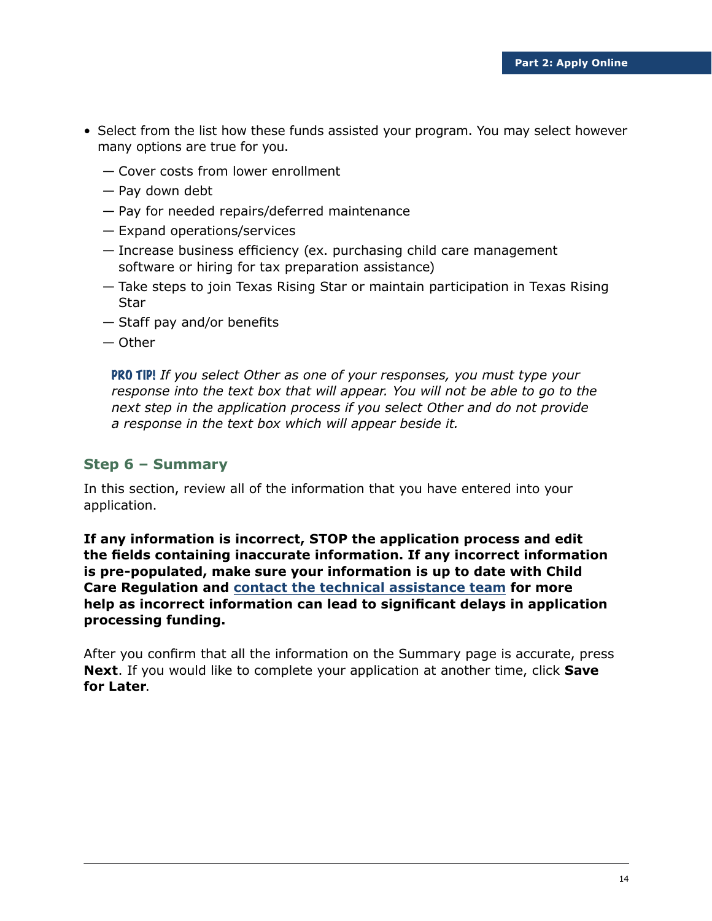- Select from the list how these funds assisted your program. You may select however many options are true for you.
  - — Cover costs from lower enrollment
  - — Pay down debt
  - — Pay for needed repairs/deferred maintenance
  - — Expand operations/services
  - — Increase business efficiency (ex. purchasing child care management software or hiring for tax preparation assistance)
  - — Take steps to join Texas Rising Star or maintain participation in Texas Rising Star
  - — Staff pay and/or benefits
  - — Other

  **PRO TIP!** *If you select Other as one of your responses, you must type your response into the text box that will appear. You will not be able to go to the next step in the application process if you select Other and do not provide a response in the text box which will appear beside it.*

### Step 6 – Summary

In this section, review all of the information that you have entered into your application.

**If any information is incorrect, STOP the application process and edit the fields containing inaccurate information. If any incorrect information is pre-populated, make sure your information is up to date with Child Care Regulation and contact the technical assistance team for more help as incorrect information can lead to significant delays in application processing funding.**

After you confirm that all the information on the Summary page is accurate, press **Next**. If you would like to complete your application at another time, click **Save for Later**.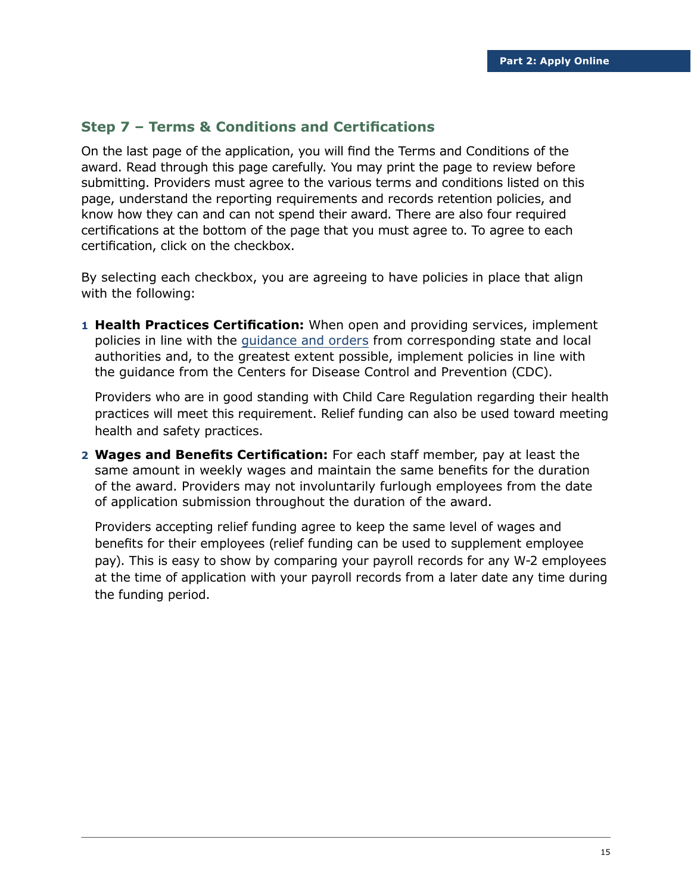### Step 7 – Terms & Conditions and Certifications

On the last page of the application, you will find the Terms and Conditions of the award. Read through this page carefully. You may print the page to review before submitting. Providers must agree to the various terms and conditions listed on this page, understand the reporting requirements and records retention policies, and know how they can and can not spend their award. There are also four required certifications at the bottom of the page that you must agree to. To agree to each certification, click on the checkbox.

By selecting each checkbox, you are agreeing to have policies in place that align with the following:

1. **Health Practices Certification:** When open and providing services, implement policies in line with the guidance and orders from corresponding state and local authorities and, to the greatest extent possible, implement policies in line with the guidance from the Centers for Disease Control and Prevention (CDC).

   Providers who are in good standing with Child Care Regulation regarding their health practices will meet this requirement. Relief funding can also be used toward meeting health and safety practices.

2. **Wages and Benefits Certification:** For each staff member, pay at least the same amount in weekly wages and maintain the same benefits for the duration of the award. Providers may not involuntarily furlough employees from the date of application submission throughout the duration of the award.

   Providers accepting relief funding agree to keep the same level of wages and benefits for their employees (relief funding can be used to supplement employee pay). This is easy to show by comparing your payroll records for any W-2 employees at the time of application with your payroll records from a later date any time during the funding period.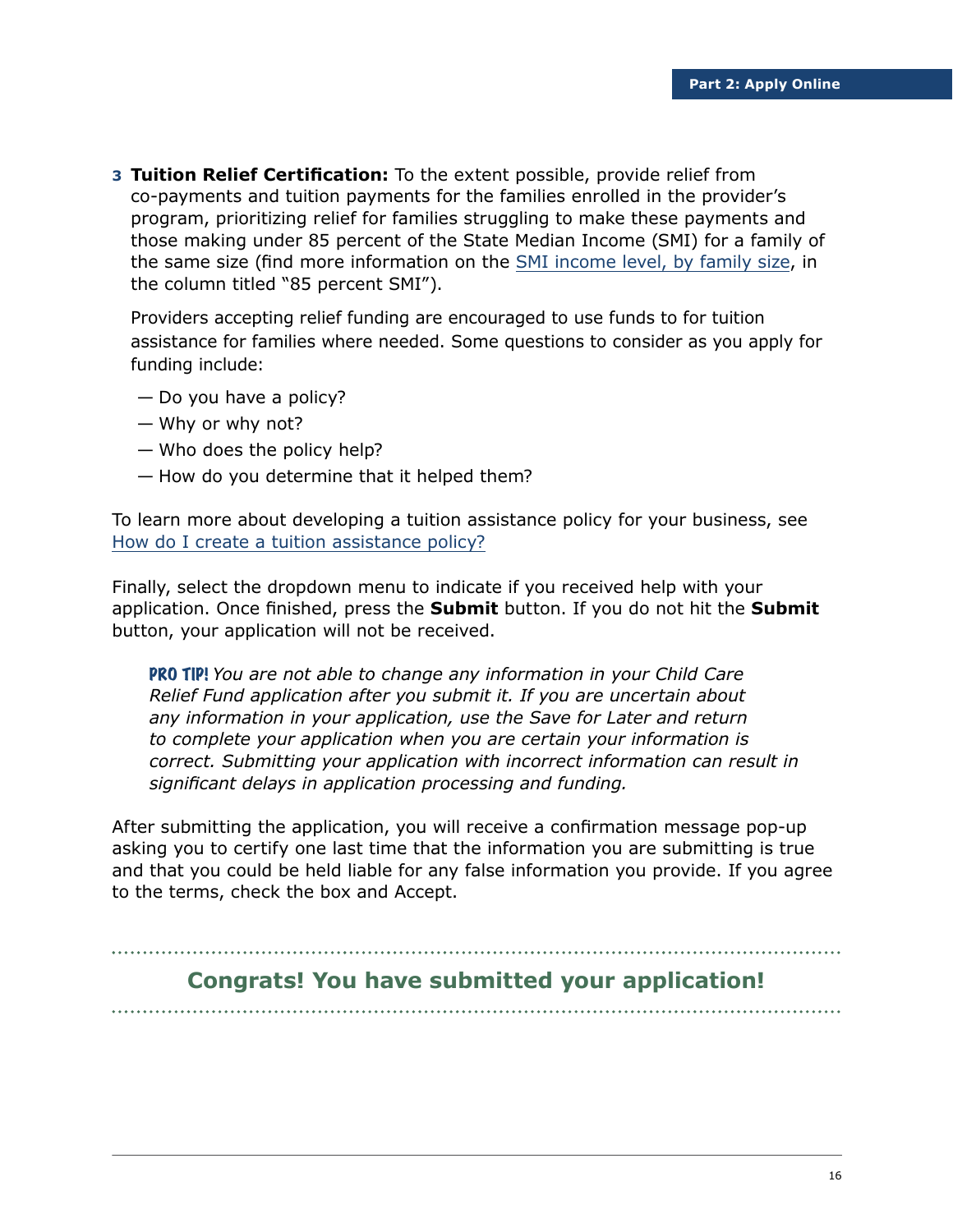3. **Tuition Relief Certification:** To the extent possible, provide relief from co-payments and tuition payments for the families enrolled in the provider's program, prioritizing relief for families struggling to make these payments and those making under 85 percent of the State Median Income (SMI) for a family of the same size (find more information on the SMI income level, by family size, in the column titled "85 percent SMI").

   Providers accepting relief funding are encouraged to use funds to for tuition assistance for families where needed. Some questions to consider as you apply for funding include:

   — Do you have a policy?
   — Why or why not?
   — Who does the policy help?
   — How do you determine that it helped them?

To learn more about developing a tuition assistance policy for your business, see How do I create a tuition assistance policy?

Finally, select the dropdown menu to indicate if you received help with your application. Once finished, press the **Submit** button. If you do not hit the **Submit** button, your application will not be received.

> **PRO TIP!** *You are not able to change any information in your Child Care Relief Fund application after you submit it. If you are uncertain about any information in your application, use the Save for Later and return to complete your application when you are certain your information is correct. Submitting your application with incorrect information can result in significant delays in application processing and funding.*

After submitting the application, you will receive a confirmation message pop-up asking you to certify one last time that the information you are submitting is true and that you could be held liable for any false information you provide. If you agree to the terms, check the box and Accept.

## Congrats! You have submitted your application!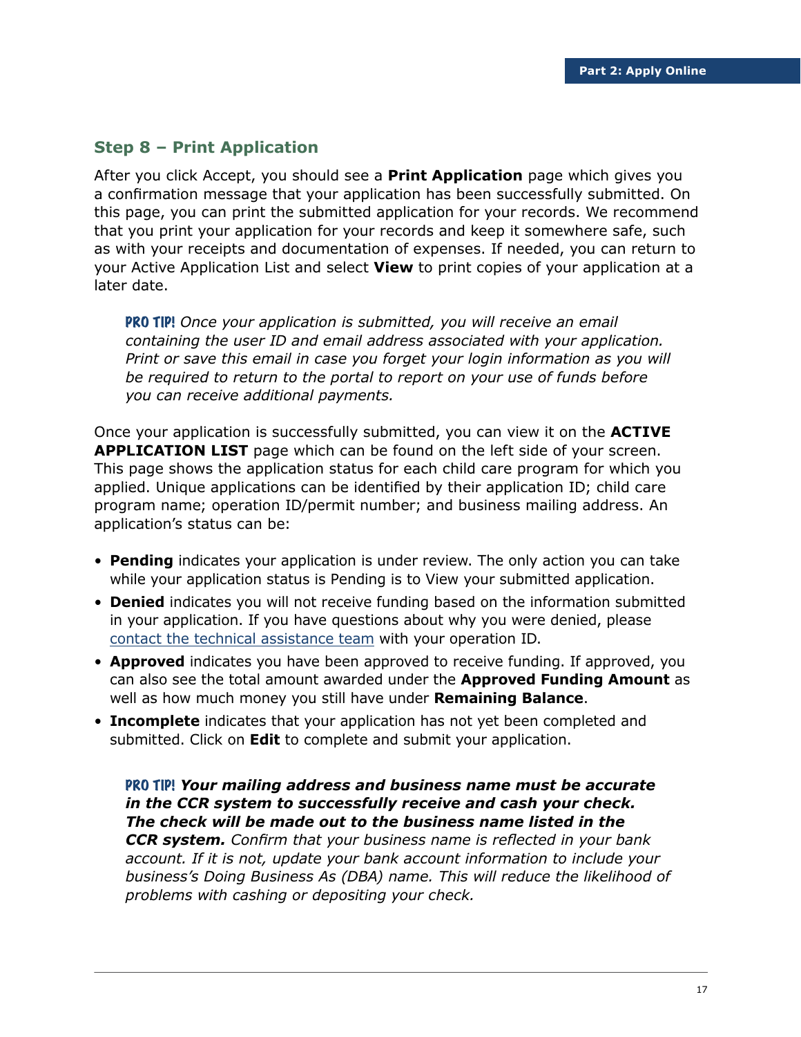### Step 8 – Print Application

After you click Accept, you should see a **Print Application** page which gives you a confirmation message that your application has been successfully submitted. On this page, you can print the submitted application for your records. We recommend that you print your application for your records and keep it somewhere safe, such as with your receipts and documentation of expenses. If needed, you can return to your Active Application List and select **View** to print copies of your application at a later date.

> **PRO TIP!** *Once your application is submitted, you will receive an email containing the user ID and email address associated with your application. Print or save this email in case you forget your login information as you will be required to return to the portal to report on your use of funds before you can receive additional payments.*

Once your application is successfully submitted, you can view it on the **ACTIVE APPLICATION LIST** page which can be found on the left side of your screen. This page shows the application status for each child care program for which you applied. Unique applications can be identified by their application ID; child care program name; operation ID/permit number; and business mailing address. An application's status can be:

- **Pending** indicates your application is under review. The only action you can take while your application status is Pending is to View your submitted application.
- **Denied** indicates you will not receive funding based on the information submitted in your application. If you have questions about why you were denied, please contact the technical assistance team with your operation ID.
- **Approved** indicates you have been approved to receive funding. If approved, you can also see the total amount awarded under the **Approved Funding Amount** as well as how much money you still have under **Remaining Balance**.
- **Incomplete** indicates that your application has not yet been completed and submitted. Click on **Edit** to complete and submit your application.

> **PRO TIP!** ***Your mailing address and business name must be accurate in the CCR system to successfully receive and cash your check. The check will be made out to the business name listed in the CCR system.*** *Confirm that your business name is reflected in your bank account. If it is not, update your bank account information to include your business's Doing Business As (DBA) name. This will reduce the likelihood of problems with cashing or depositing your check.*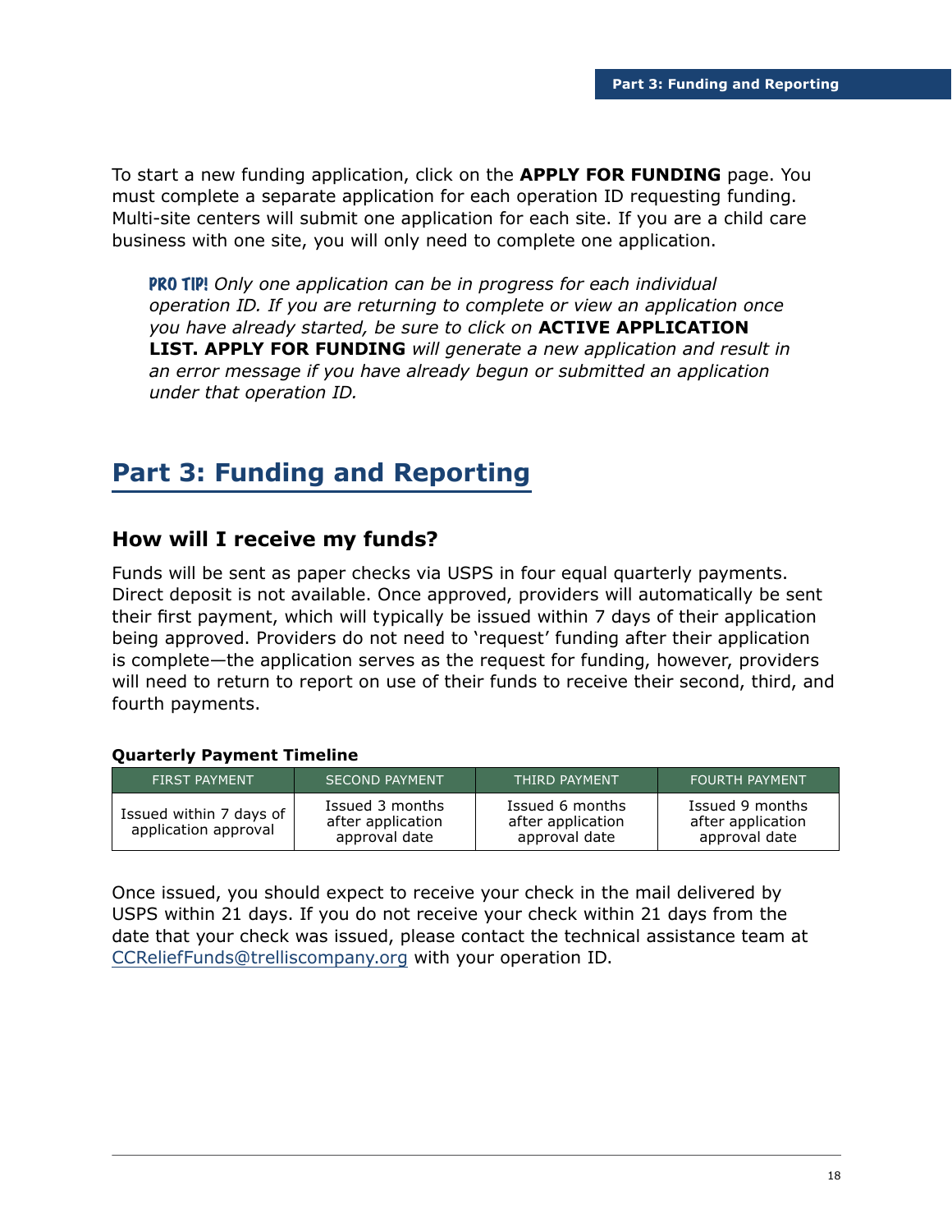To start a new funding application, click on the **APPLY FOR FUNDING** page. You must complete a separate application for each operation ID requesting funding. Multi-site centers will submit one application for each site. If you are a child care business with one site, you will only need to complete one application.

> **PRO TIP!** *Only one application can be in progress for each individual operation ID. If you are returning to complete or view an application once you have already started, be sure to click on* **ACTIVE APPLICATION LIST. APPLY FOR FUNDING** *will generate a new application and result in an error message if you have already begun or submitted an application under that operation ID.*

# Part 3: Funding and Reporting

## How will I receive my funds?

Funds will be sent as paper checks via USPS in four equal quarterly payments. Direct deposit is not available. Once approved, providers will automatically be sent their first payment, which will typically be issued within 7 days of their application being approved. Providers do not need to 'request' funding after their application is complete—the application serves as the request for funding, however, providers will need to return to report on use of their funds to receive their second, third, and fourth payments.

**Quarterly Payment Timeline**

| FIRST PAYMENT | SECOND PAYMENT | THIRD PAYMENT | FOURTH PAYMENT |
|---|---|---|---|
| Issued within 7 days of application approval | Issued 3 months after application approval date | Issued 6 months after application approval date | Issued 9 months after application approval date |

Once issued, you should expect to receive your check in the mail delivered by USPS within 21 days. If you do not receive your check within 21 days from the date that your check was issued, please contact the technical assistance team at CCReliefFunds@trelliscompany.org with your operation ID.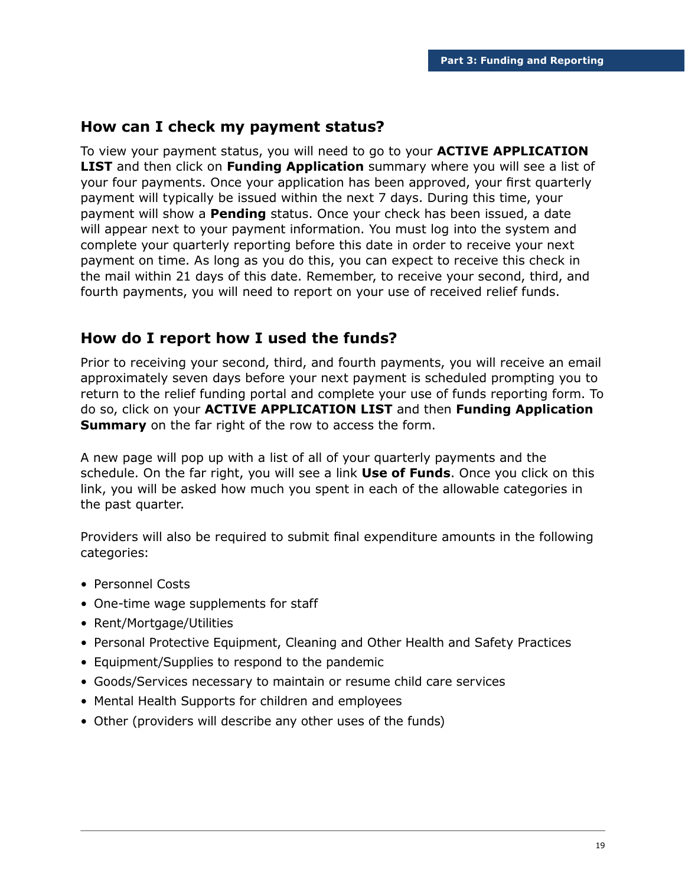## How can I check my payment status?

To view your payment status, you will need to go to your **ACTIVE APPLICATION LIST** and then click on **Funding Application** summary where you will see a list of your four payments. Once your application has been approved, your first quarterly payment will typically be issued within the next 7 days. During this time, your payment will show a **Pending** status. Once your check has been issued, a date will appear next to your payment information. You must log into the system and complete your quarterly reporting before this date in order to receive your next payment on time. As long as you do this, you can expect to receive this check in the mail within 21 days of this date. Remember, to receive your second, third, and fourth payments, you will need to report on your use of received relief funds.

## How do I report how I used the funds?

Prior to receiving your second, third, and fourth payments, you will receive an email approximately seven days before your next payment is scheduled prompting you to return to the relief funding portal and complete your use of funds reporting form. To do so, click on your **ACTIVE APPLICATION LIST** and then **Funding Application Summary** on the far right of the row to access the form.

A new page will pop up with a list of all of your quarterly payments and the schedule. On the far right, you will see a link **Use of Funds**. Once you click on this link, you will be asked how much you spent in each of the allowable categories in the past quarter.

Providers will also be required to submit final expenditure amounts in the following categories:

- Personnel Costs
- One-time wage supplements for staff
- Rent/Mortgage/Utilities
- Personal Protective Equipment, Cleaning and Other Health and Safety Practices
- Equipment/Supplies to respond to the pandemic
- Goods/Services necessary to maintain or resume child care services
- Mental Health Supports for children and employees
- Other (providers will describe any other uses of the funds)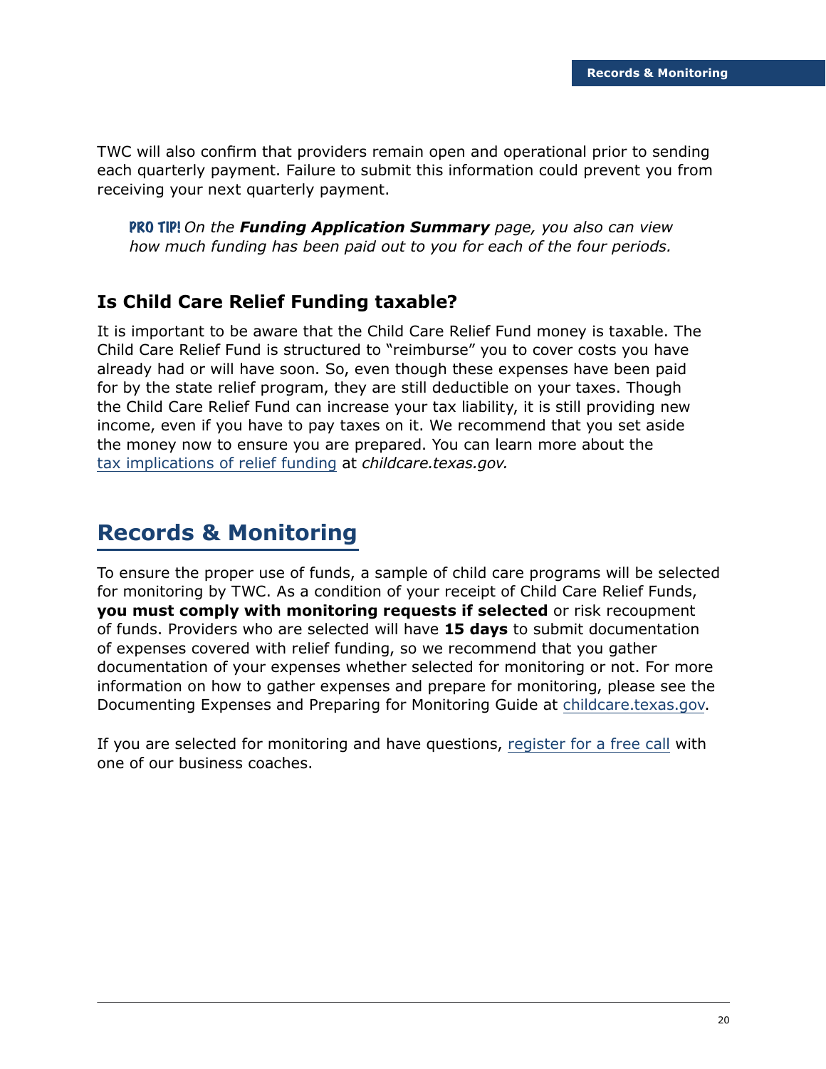TWC will also confirm that providers remain open and operational prior to sending each quarterly payment. Failure to submit this information could prevent you from receiving your next quarterly payment.

> PRO TIP! *On the **Funding Application Summary** page, you also can view how much funding has been paid out to you for each of the four periods.*

### Is Child Care Relief Funding taxable?

It is important to be aware that the Child Care Relief Fund money is taxable. The Child Care Relief Fund is structured to "reimburse" you to cover costs you have already had or will have soon. So, even though these expenses have been paid for by the state relief program, they are still deductible on your taxes. Though the Child Care Relief Fund can increase your tax liability, it is still providing new income, even if you have to pay taxes on it. We recommend that you set aside the money now to ensure you are prepared. You can learn more about the tax implications of relief funding at *childcare.texas.gov.*

## Records & Monitoring

To ensure the proper use of funds, a sample of child care programs will be selected for monitoring by TWC. As a condition of your receipt of Child Care Relief Funds, **you must comply with monitoring requests if selected** or risk recoupment of funds. Providers who are selected will have **15 days** to submit documentation of expenses covered with relief funding, so we recommend that you gather documentation of your expenses whether selected for monitoring or not. For more information on how to gather expenses and prepare for monitoring, please see the Documenting Expenses and Preparing for Monitoring Guide at childcare.texas.gov.

If you are selected for monitoring and have questions, register for a free call with one of our business coaches.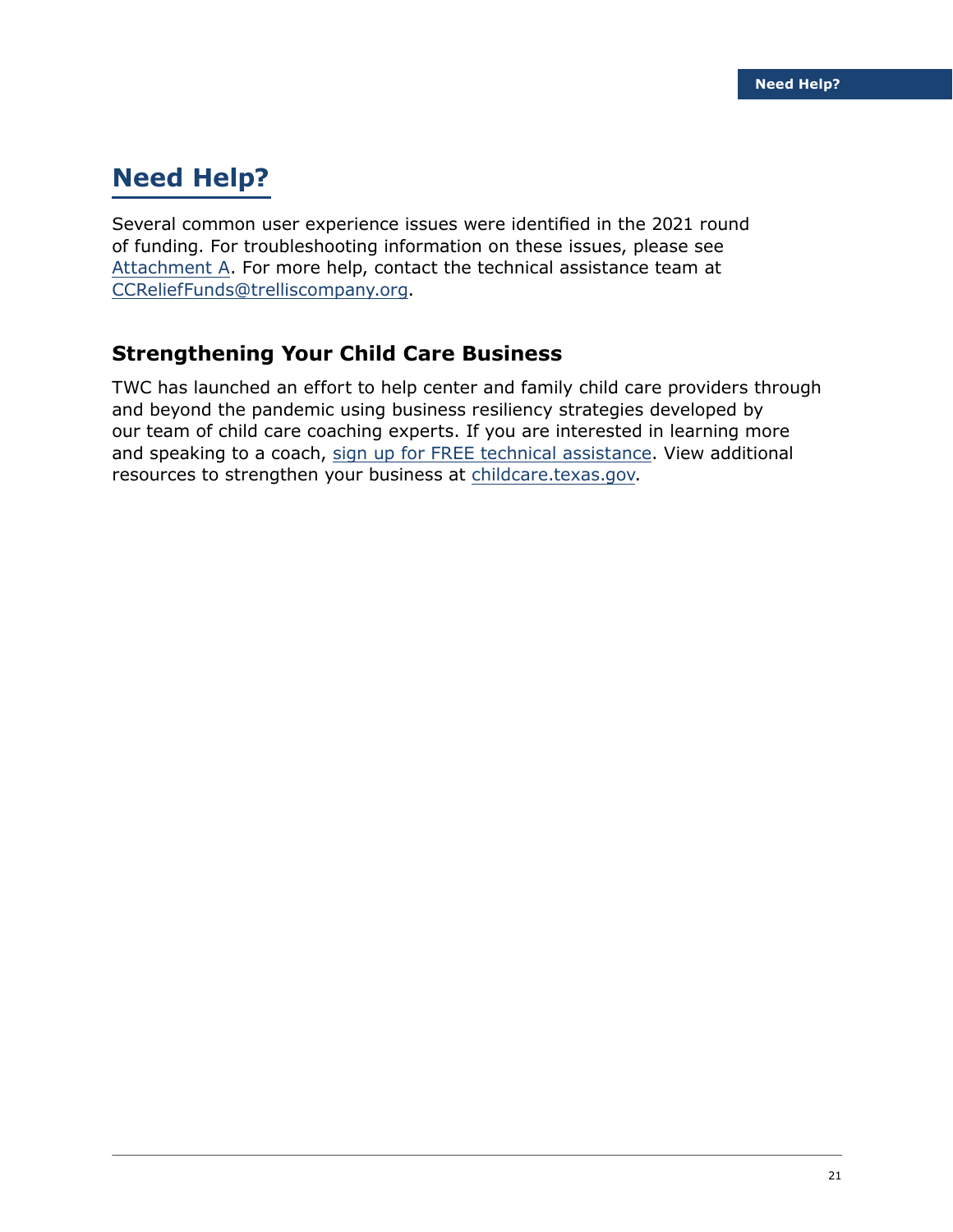# Need Help?

Several common user experience issues were identified in the 2021 round of funding. For troubleshooting information on these issues, please see Attachment A. For more help, contact the technical assistance team at CCReliefFunds@trelliscompany.org.

## Strengthening Your Child Care Business

TWC has launched an effort to help center and family child care providers through and beyond the pandemic using business resiliency strategies developed by our team of child care coaching experts. If you are interested in learning more and speaking to a coach, sign up for FREE technical assistance. View additional resources to strengthen your business at childcare.texas.gov.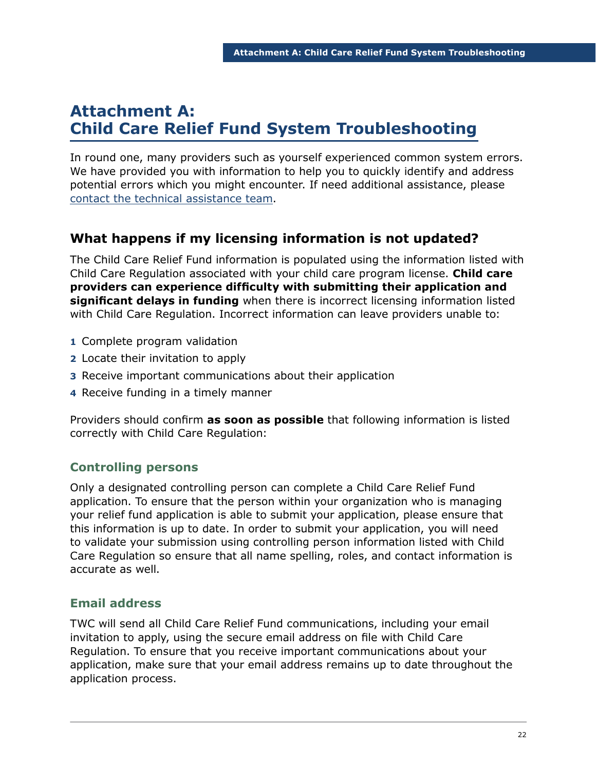# Attachment A: Child Care Relief Fund System Troubleshooting

In round one, many providers such as yourself experienced common system errors. We have provided you with information to help you to quickly identify and address potential errors which you might encounter. If need additional assistance, please [contact the technical assistance team](#).

## What happens if my licensing information is not updated?

The Child Care Relief Fund information is populated using the information listed with Child Care Regulation associated with your child care program license. **Child care providers can experience difficulty with submitting their application and significant delays in funding** when there is incorrect licensing information listed with Child Care Regulation. Incorrect information can leave providers unable to:

1. Complete program validation
2. Locate their invitation to apply
3. Receive important communications about their application
4. Receive funding in a timely manner

Providers should confirm **as soon as possible** that following information is listed correctly with Child Care Regulation:

### Controlling persons

Only a designated controlling person can complete a Child Care Relief Fund application. To ensure that the person within your organization who is managing your relief fund application is able to submit your application, please ensure that this information is up to date. In order to submit your application, you will need to validate your submission using controlling person information listed with Child Care Regulation so ensure that all name spelling, roles, and contact information is accurate as well.

### Email address

TWC will send all Child Care Relief Fund communications, including your email invitation to apply, using the secure email address on file with Child Care Regulation. To ensure that you receive important communications about your application, make sure that your email address remains up to date throughout the application process.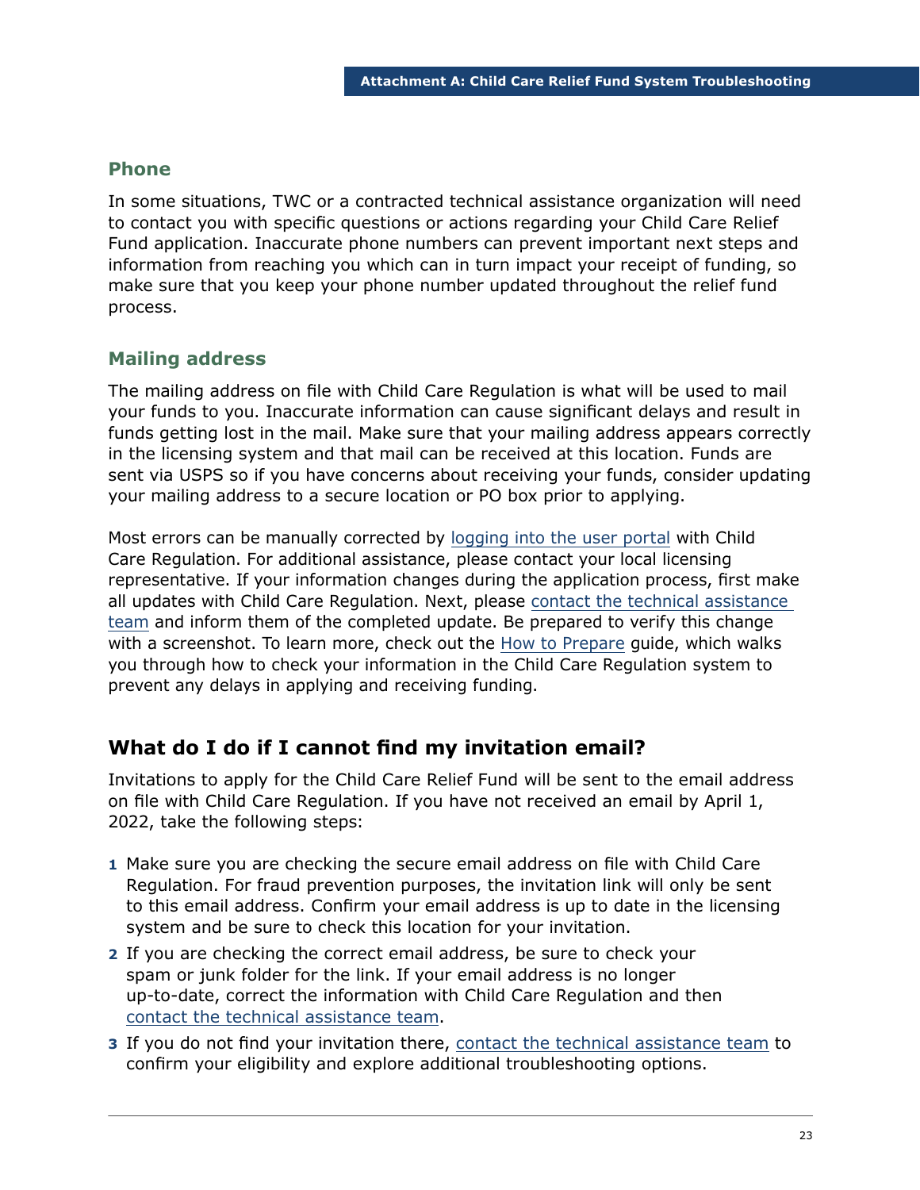### Phone

In some situations, TWC or a contracted technical assistance organization will need to contact you with specific questions or actions regarding your Child Care Relief Fund application. Inaccurate phone numbers can prevent important next steps and information from reaching you which can in turn impact your receipt of funding, so make sure that you keep your phone number updated throughout the relief fund process.

### Mailing address

The mailing address on file with Child Care Regulation is what will be used to mail your funds to you. Inaccurate information can cause significant delays and result in funds getting lost in the mail. Make sure that your mailing address appears correctly in the licensing system and that mail can be received at this location. Funds are sent via USPS so if you have concerns about receiving your funds, consider updating your mailing address to a secure location or PO box prior to applying.

Most errors can be manually corrected by logging into the user portal with Child Care Regulation. For additional assistance, please contact your local licensing representative. If your information changes during the application process, first make all updates with Child Care Regulation. Next, please contact the technical assistance team and inform them of the completed update. Be prepared to verify this change with a screenshot. To learn more, check out the How to Prepare guide, which walks you through how to check your information in the Child Care Regulation system to prevent any delays in applying and receiving funding.

## What do I do if I cannot find my invitation email?

Invitations to apply for the Child Care Relief Fund will be sent to the email address on file with Child Care Regulation. If you have not received an email by April 1, 2022, take the following steps:

1. Make sure you are checking the secure email address on file with Child Care Regulation. For fraud prevention purposes, the invitation link will only be sent to this email address. Confirm your email address is up to date in the licensing system and be sure to check this location for your invitation.
2. If you are checking the correct email address, be sure to check your spam or junk folder for the link. If your email address is no longer up-to-date, correct the information with Child Care Regulation and then contact the technical assistance team.
3. If you do not find your invitation there, contact the technical assistance team to confirm your eligibility and explore additional troubleshooting options.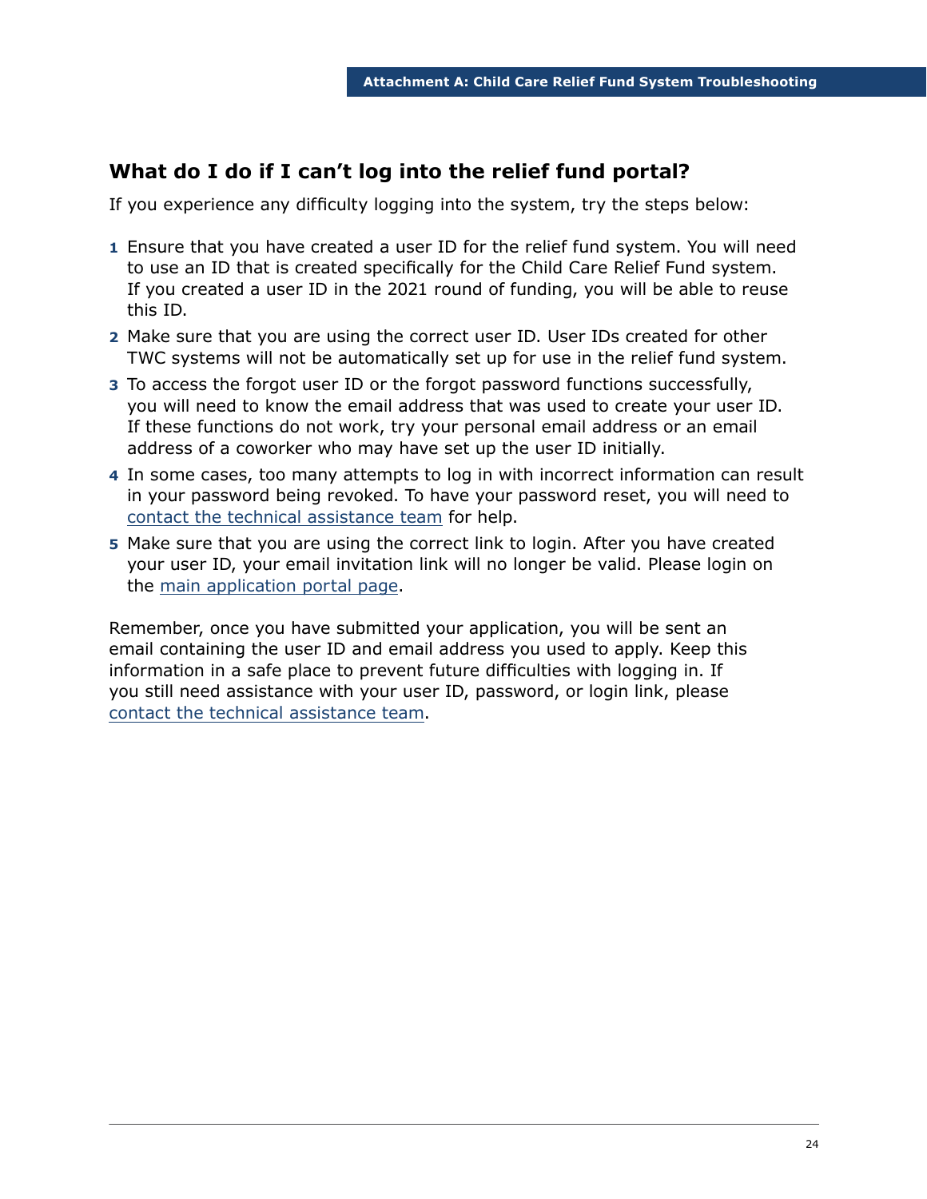## What do I do if I can't log into the relief fund portal?

If you experience any difficulty logging into the system, try the steps below:

1. Ensure that you have created a user ID for the relief fund system. You will need to use an ID that is created specifically for the Child Care Relief Fund system. If you created a user ID in the 2021 round of funding, you will be able to reuse this ID.
2. Make sure that you are using the correct user ID. User IDs created for other TWC systems will not be automatically set up for use in the relief fund system.
3. To access the forgot user ID or the forgot password functions successfully, you will need to know the email address that was used to create your user ID. If these functions do not work, try your personal email address or an email address of a coworker who may have set up the user ID initially.
4. In some cases, too many attempts to log in with incorrect information can result in your password being revoked. To have your password reset, you will need to contact the technical assistance team for help.
5. Make sure that you are using the correct link to login. After you have created your user ID, your email invitation link will no longer be valid. Please login on the main application portal page.

Remember, once you have submitted your application, you will be sent an email containing the user ID and email address you used to apply. Keep this information in a safe place to prevent future difficulties with logging in. If you still need assistance with your user ID, password, or login link, please contact the technical assistance team.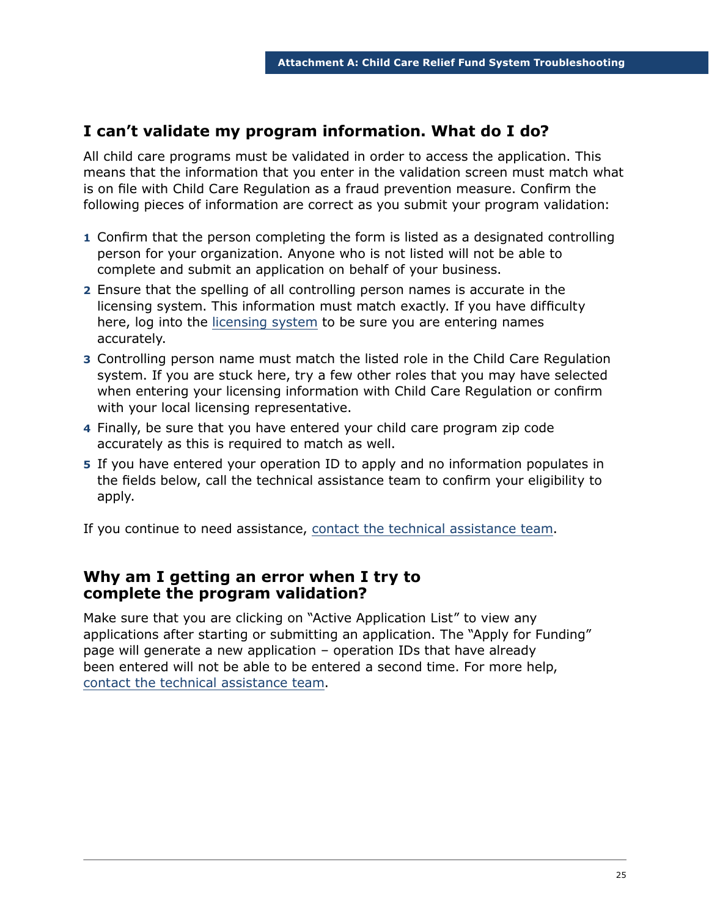## I can't validate my program information. What do I do?

All child care programs must be validated in order to access the application. This means that the information that you enter in the validation screen must match what is on file with Child Care Regulation as a fraud prevention measure. Confirm the following pieces of information are correct as you submit your program validation:

1. Confirm that the person completing the form is listed as a designated controlling person for your organization. Anyone who is not listed will not be able to complete and submit an application on behalf of your business.
2. Ensure that the spelling of all controlling person names is accurate in the licensing system. This information must match exactly. If you have difficulty here, log into the licensing system to be sure you are entering names accurately.
3. Controlling person name must match the listed role in the Child Care Regulation system. If you are stuck here, try a few other roles that you may have selected when entering your licensing information with Child Care Regulation or confirm with your local licensing representative.
4. Finally, be sure that you have entered your child care program zip code accurately as this is required to match as well.
5. If you have entered your operation ID to apply and no information populates in the fields below, call the technical assistance team to confirm your eligibility to apply.

If you continue to need assistance, contact the technical assistance team.

## Why am I getting an error when I try to complete the program validation?

Make sure that you are clicking on "Active Application List" to view any applications after starting or submitting an application. The "Apply for Funding" page will generate a new application – operation IDs that have already been entered will not be able to be entered a second time. For more help, contact the technical assistance team.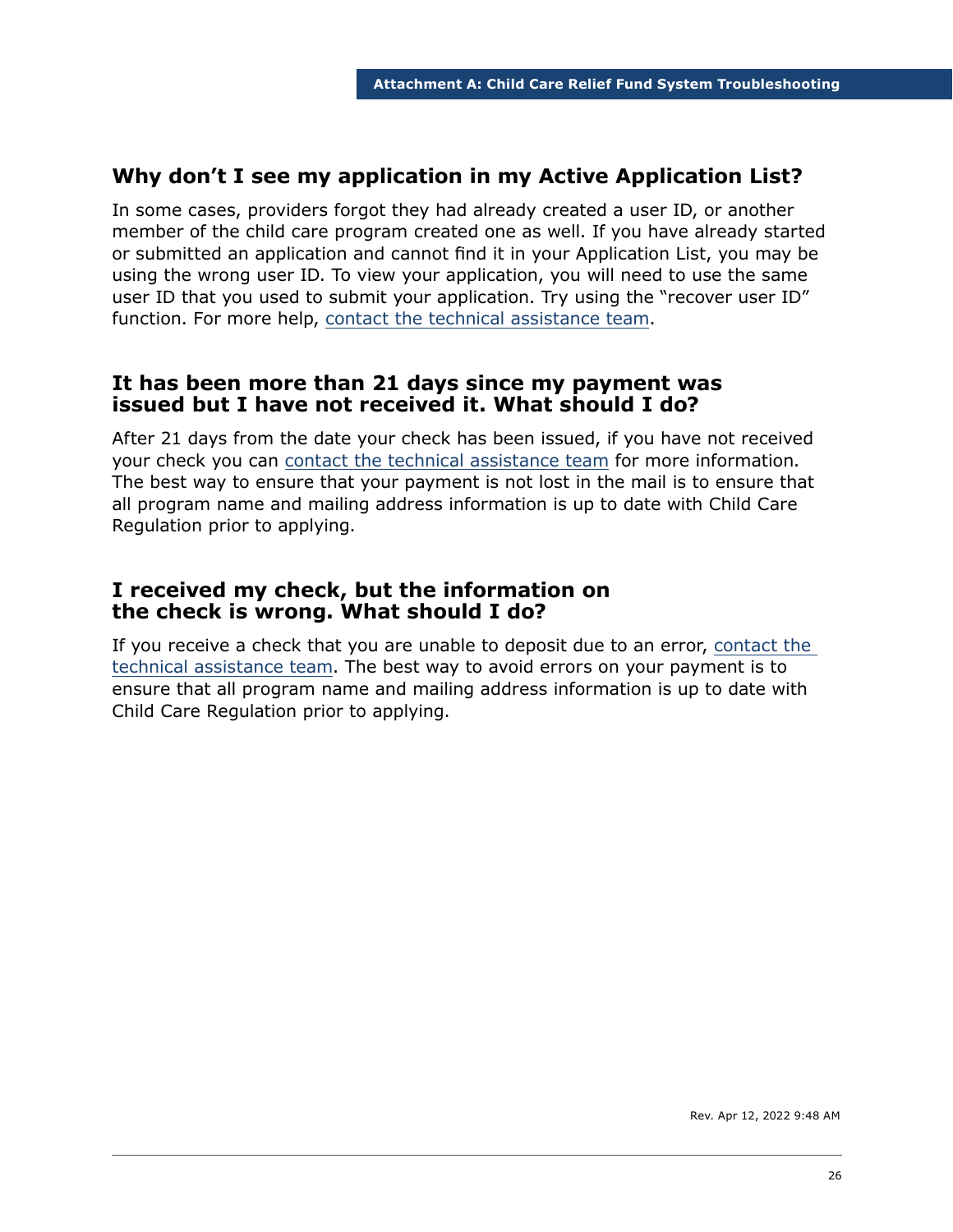## Why don't I see my application in my Active Application List?

In some cases, providers forgot they had already created a user ID, or another member of the child care program created one as well. If you have already started or submitted an application and cannot find it in your Application List, you may be using the wrong user ID. To view your application, you will need to use the same user ID that you used to submit your application. Try using the "recover user ID" function. For more help, contact the technical assistance team.

## It has been more than 21 days since my payment was issued but I have not received it. What should I do?

After 21 days from the date your check has been issued, if you have not received your check you can contact the technical assistance team for more information. The best way to ensure that your payment is not lost in the mail is to ensure that all program name and mailing address information is up to date with Child Care Regulation prior to applying.

## I received my check, but the information on the check is wrong. What should I do?

If you receive a check that you are unable to deposit due to an error, contact the technical assistance team. The best way to avoid errors on your payment is to ensure that all program name and mailing address information is up to date with Child Care Regulation prior to applying.

Rev. Apr 12, 2022 9:48 AM